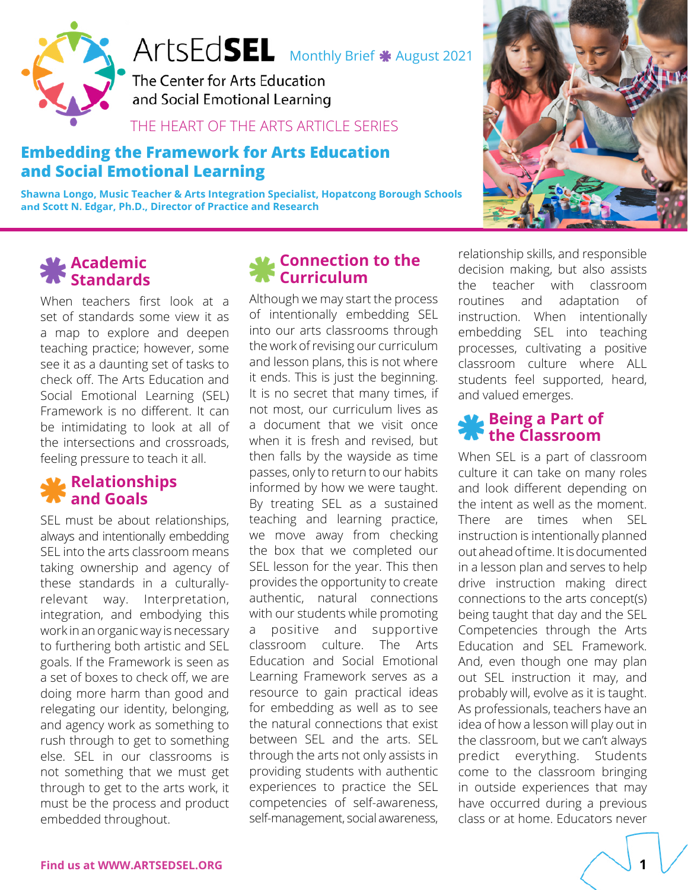ArtsEd**SEL** Monthly Brief ❋ August 2021

The Center for Arts Education and Social Emotional Learning

THE HEART OF THE ARTS ARTICLE SERIES

# Embedding the Framework for Arts Education and Social Emotional Learning

**Shawna Longo, Music Teacher & Arts Integration Specialist, Hopatcong Borough Schools and Scott N. Edgar, Ph.D., Director of Practice and Research**

## Academic Standards

When teachers first look at a set of standards some view it as a map to explore and deepen teaching practice; however, some see it as a daunting set of tasks to check off. The Arts Education and Social Emotional Learning (SEL) Framework is no different. It can be intimidating to look at all of the intersections and crossroads, feeling pressure to teach it all.

## Relationships and Goals

SEL must be about relationships, always and intentionally embedding SEL into the arts classroom means taking ownership and agency of these standards in a culturally-relevant way. Interpretation, integration, and embodying this work in an organic way is necessary to furthering both artistic and SEL goals. If the Framework is seen as a set of boxes to check off, we are doing more harm than good and relegating our identity, belonging, and agency work as something to rush through to get to something else. SEL in our classrooms is not something that we must get through to get to the arts work, it must be the process and product embedded throughout.

## Connection to the Curriculum

Although we may start the process of intentionally embedding SEL into our arts classrooms through the work of revising our curriculum and lesson plans, this is not where it ends. This is just the beginning. It is no secret that many times, if not most, our curriculum lives as a document that we visit once when it is fresh and revised, but then falls by the wayside as time passes, only to return to our habits informed by how we were taught. By treating SEL as a sustained teaching and learning practice, we move away from checking the box that we completed our SEL lesson for the year. This then provides the opportunity to create authentic, natural connections with our students while promoting a positive and supportive classroom culture. The Arts Education and Social Emotional Learning Framework serves as a resource to gain practical ideas for embedding as well as to see the natural connections that exist between SEL and the arts. SEL through the arts not only assists in providing students with authentic experiences to practice the SEL competencies of self-awareness, self-management, social awareness, relationship skills, and responsible decision making, but also assists the teacher with classroom routines and adaptation of instruction. When intentionally embedding SEL into teaching processes, cultivating a positive classroom culture where ALL students feel supported, heard, and valued emerges.

## Being a Part of the Classroom

When SEL is a part of classroom culture it can take on many roles and look different depending on the intent as well as the moment. There are times when SEL instruction is intentionally planned out ahead of time. It is documented in a lesson plan and serves to help drive instruction making direct connections to the arts concept(s) being taught that day and the SEL Competencies through the Arts Education and SEL Framework. And, even though one may plan out SEL instruction it may, and probably will, evolve as it is taught. As professionals, teachers have an idea of how a lesson will play out in the classroom, but we can't always predict everything. Students come to the classroom bringing in outside experiences that may have occurred during a previous class or at home. Educators never

**Find us at WWW.ARTSEDSEL.ORG**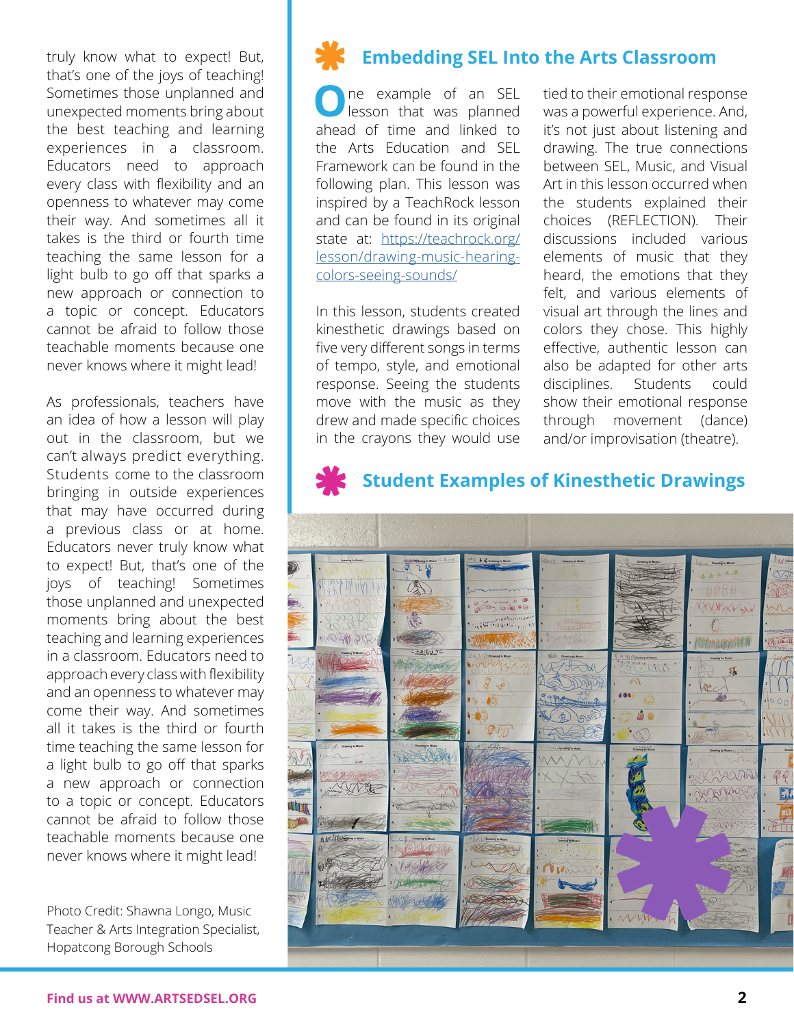truly know what to expect! But, that's one of the joys of teaching! Sometimes those unplanned and unexpected moments bring about the best teaching and learning experiences in a classroom. Educators need to approach every class with flexibility and an openness to whatever may come their way. And sometimes all it takes is the third or fourth time teaching the same lesson for a light bulb to go off that sparks a new approach or connection to a topic or concept. Educators cannot be afraid to follow those teachable moments because one never knows where it might lead!

As professionals, teachers have an idea of how a lesson will play out in the classroom, but we can't always predict everything. Students come to the classroom bringing in outside experiences that may have occurred during a previous class or at home. Educators never truly know what to expect! But, that's one of the joys of teaching! Sometimes those unplanned and unexpected moments bring about the best teaching and learning experiences in a classroom. Educators need to approach every class with flexibility and an openness to whatever may come their way. And sometimes all it takes is the third or fourth time teaching the same lesson for a light bulb to go off that sparks a new approach or connection to a topic or concept. Educators cannot be afraid to follow those teachable moments because one never knows where it might lead!

Photo Credit: Shawna Longo, Music Teacher & Arts Integration Specialist, Hopatcong Borough Schools

## Embedding SEL Into the Arts Classroom

One example of an SEL lesson that was planned ahead of time and linked to the Arts Education and SEL Framework can be found in the following plan. This lesson was inspired by a TeachRock lesson and can be found in its original state at: [https://teachrock.org/lesson/drawing-music-hearing-colors-seeing-sounds/](https://teachrock.org/lesson/drawing-music-hearing-colors-seeing-sounds/)

In this lesson, students created kinesthetic drawings based on five very different songs in terms of tempo, style, and emotional response. Seeing the students move with the music as they drew and made specific choices in the crayons they would use tied to their emotional response was a powerful experience. And, it's not just about listening and drawing. The true connections between SEL, Music, and Visual Art in this lesson occurred when the students explained their choices (REFLECTION). Their discussions included various elements of music that they heard, the emotions that they felt, and various elements of visual art through the lines and colors they chose. This highly effective, authentic lesson can also be adapted for other arts disciplines. Students could show their emotional response through movement (dance) and/or improvisation (theatre).

## Student Examples of Kinesthetic Drawings

Find us at WWW.ARTSEDSEL.ORG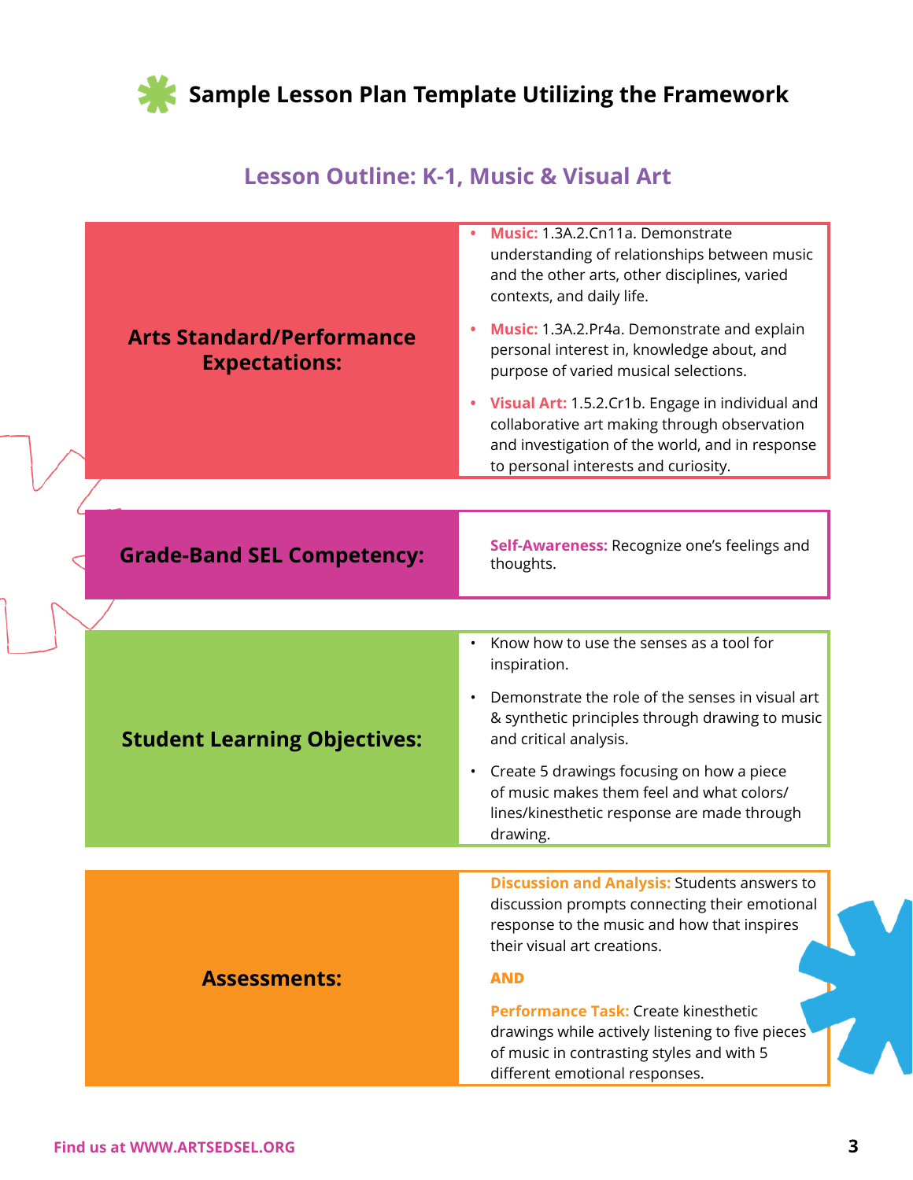## Sample Lesson Plan Template Utilizing the Framework

### Lesson Outline: K-1, Music & Visual Art

| | |
|---|---|
| **Arts Standard/Performance Expectations:** | • **Music:** 1.3A.2.Cn11a. Demonstrate understanding of relationships between music and the other arts, other disciplines, varied contexts, and daily life.<br>• **Music:** 1.3A.2.Pr4a. Demonstrate and explain personal interest in, knowledge about, and purpose of varied musical selections.<br>• **Visual Art:** 1.5.2.Cr1b. Engage in individual and collaborative art making through observation and investigation of the world, and in response to personal interests and curiosity. |
| **Grade-Band SEL Competency:** | **Self-Awareness:** Recognize one's feelings and thoughts. |
| **Student Learning Objectives:** | • Know how to use the senses as a tool for inspiration.<br>• Demonstrate the role of the senses in visual art & synthetic principles through drawing to music and critical analysis.<br>• Create 5 drawings focusing on how a piece of music makes them feel and what colors/ lines/kinesthetic response are made through drawing. |
| **Assessments:** | **Discussion and Analysis:** Students answers to discussion prompts connecting their emotional response to the music and how that inspires their visual art creations.<br>**AND**<br>**Performance Task:** Create kinesthetic drawings while actively listening to five pieces of music in contrasting styles and with 5 different emotional responses. |

Find us at WWW.ARTSEDSEL.ORG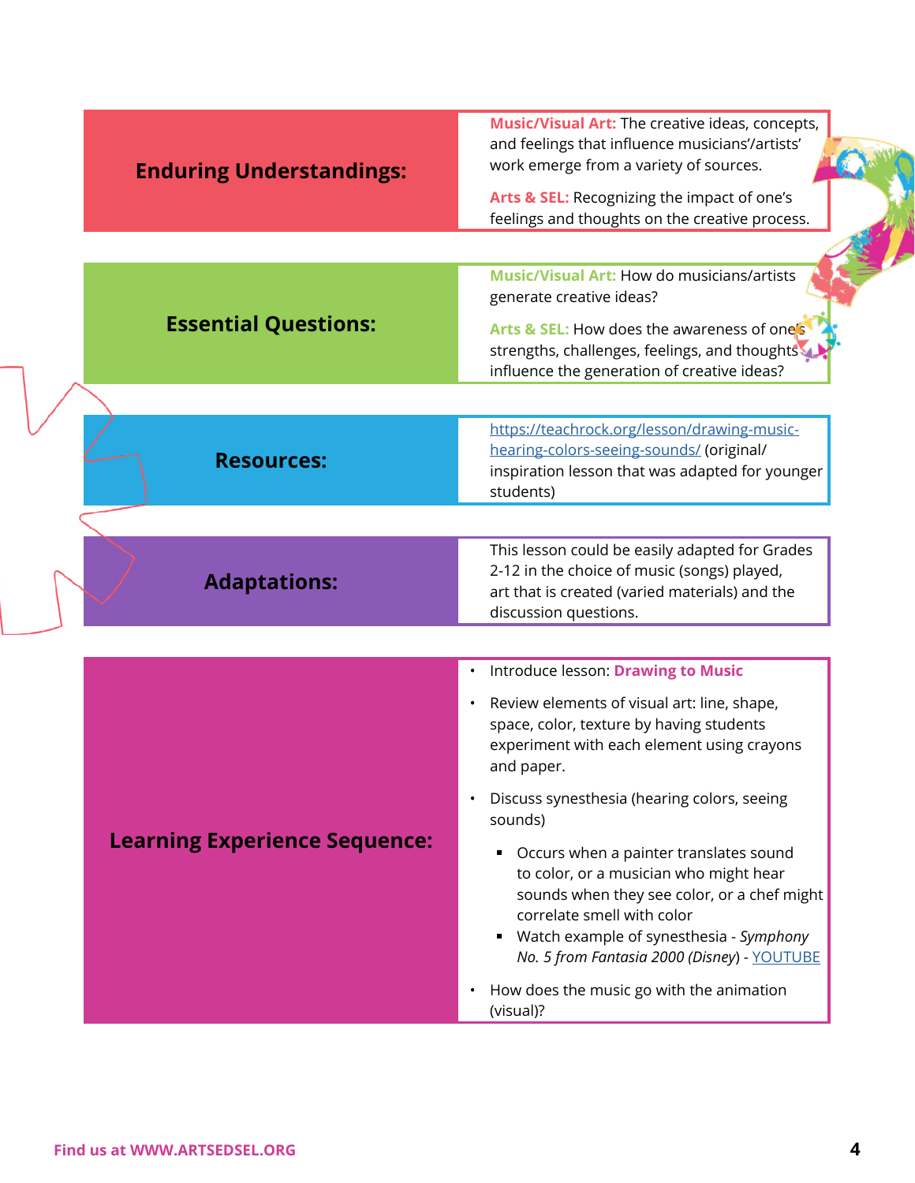| | |
|---|---|
| **Enduring Understandings:** | **Music/Visual Art:** The creative ideas, concepts, and feelings that influence musicians'/artists' work emerge from a variety of sources.<br><br>**Arts & SEL:** Recognizing the impact of one's feelings and thoughts on the creative process. |
| **Essential Questions:** | **Music/Visual Art:** How do musicians/artists generate creative ideas?<br><br>**Arts & SEL:** How does the awareness of one's strengths, challenges, feelings, and thoughts influence the generation of creative ideas? |
| **Resources:** | https://teachrock.org/lesson/drawing-music-hearing-colors-seeing-sounds/ (original/ inspiration lesson that was adapted for younger students) |
| **Adaptations:** | This lesson could be easily adapted for Grades 2-12 in the choice of music (songs) played, art that is created (varied materials) and the discussion questions. |
| **Learning Experience Sequence:** | • Introduce lesson: **Drawing to Music**<br>• Review elements of visual art: line, shape, space, color, texture by having students experiment with each element using crayons and paper.<br>• Discuss synesthesia (hearing colors, seeing sounds)<br>&nbsp;&nbsp;▪ Occurs when a painter translates sound to color, or a musician who might hear sounds when they see color, or a chef might correlate smell with color<br>&nbsp;&nbsp;▪ Watch example of synesthesia - *Symphony No. 5 from Fantasia 2000 (Disney)* - YOUTUBE<br>• How does the music go with the animation (visual)? |

Find us at WWW.ARTSEDSEL.ORG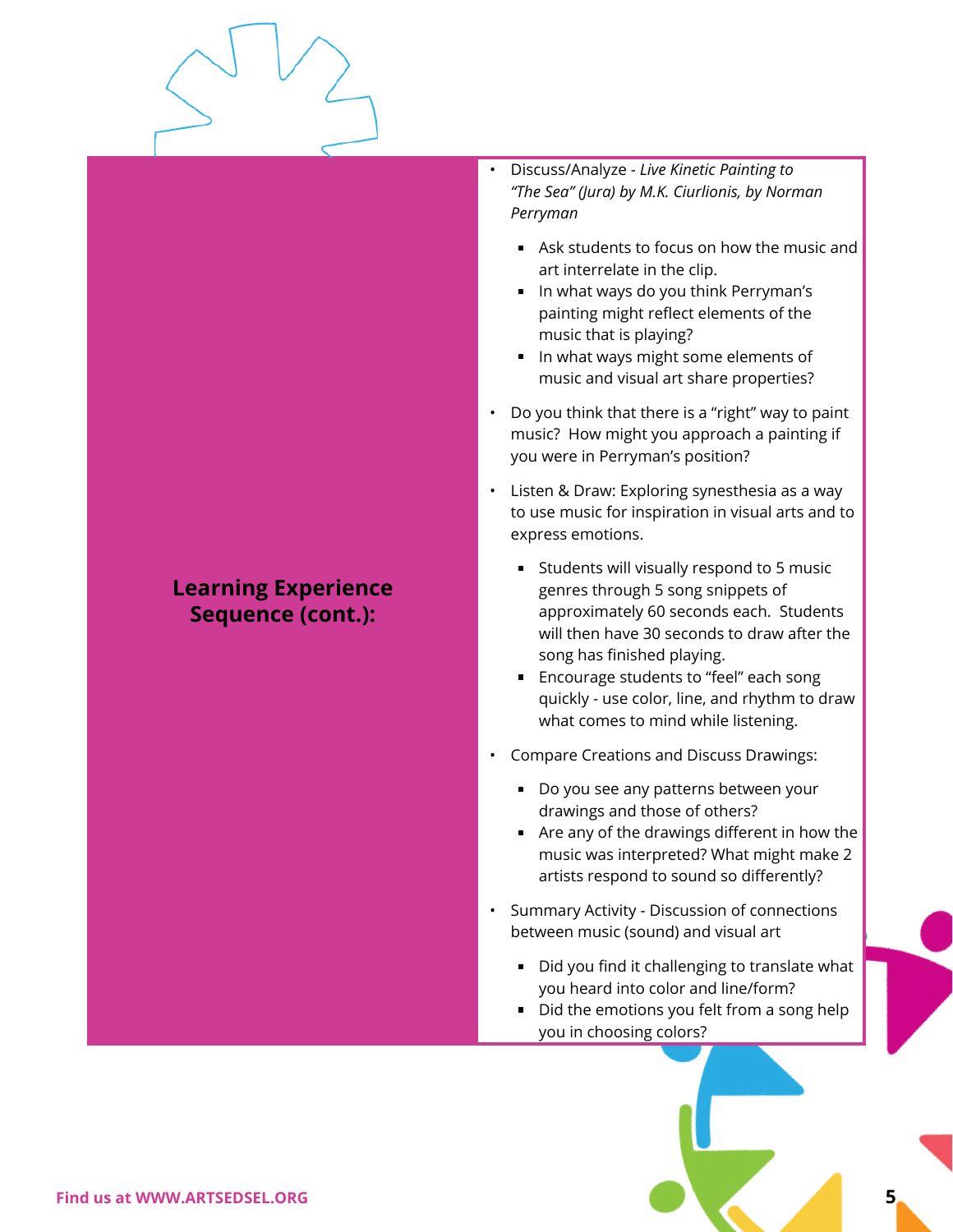**Learning Experience Sequence (cont.):**

- Discuss/Analyze - *Live Kinetic Painting to "The Sea" (Jura) by M.K. Ciurlionis, by Norman Perryman*
  - Ask students to focus on how the music and art interrelate in the clip.
  - In what ways do you think Perryman's painting might reflect elements of the music that is playing?
  - In what ways might some elements of music and visual art share properties?
- Do you think that there is a "right" way to paint music? How might you approach a painting if you were in Perryman's position?
- Listen & Draw: Exploring synesthesia as a way to use music for inspiration in visual arts and to express emotions.
  - Students will visually respond to 5 music genres through 5 song snippets of approximately 60 seconds each. Students will then have 30 seconds to draw after the song has finished playing.
  - Encourage students to "feel" each song quickly - use color, line, and rhythm to draw what comes to mind while listening.
- Compare Creations and Discuss Drawings:
  - Do you see any patterns between your drawings and those of others?
  - Are any of the drawings different in how the music was interpreted? What might make 2 artists respond to sound so differently?
- Summary Activity - Discussion of connections between music (sound) and visual art
  - Did you find it challenging to translate what you heard into color and line/form?
  - Did the emotions you felt from a song help you in choosing colors?

Find us at WWW.ARTSEDSEL.ORG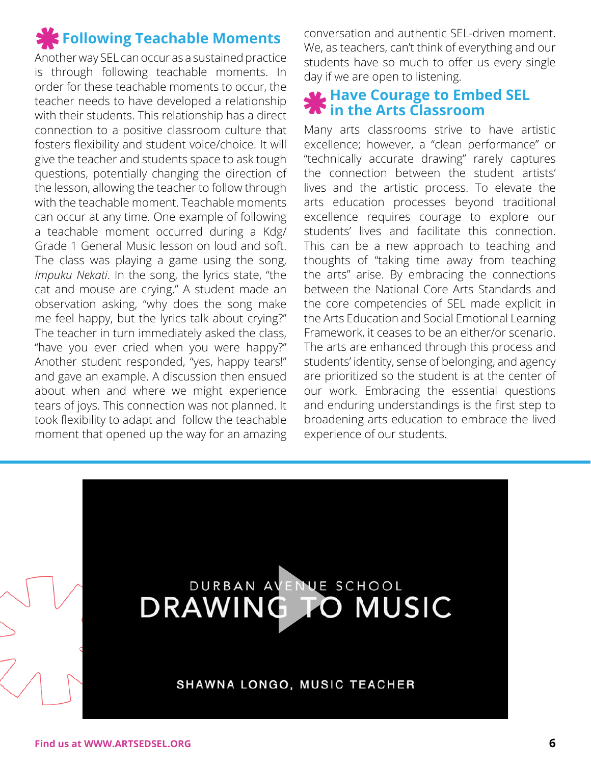## Following Teachable Moments

Another way SEL can occur as a sustained practice is through following teachable moments. In order for these teachable moments to occur, the teacher needs to have developed a relationship with their students. This relationship has a direct connection to a positive classroom culture that fosters flexibility and student voice/choice. It will give the teacher and students space to ask tough questions, potentially changing the direction of the lesson, allowing the teacher to follow through with the teachable moment. Teachable moments can occur at any time. One example of following a teachable moment occurred during a Kdg/ Grade 1 General Music lesson on loud and soft. The class was playing a game using the song, *Impuku Nekati*. In the song, the lyrics state, "the cat and mouse are crying." A student made an observation asking, "why does the song make me feel happy, but the lyrics talk about crying?" The teacher in turn immediately asked the class, "have you ever cried when you were happy?" Another student responded, "yes, happy tears!" and gave an example. A discussion then ensued about when and where we might experience tears of joys. This connection was not planned. It took flexibility to adapt and follow the teachable moment that opened up the way for an amazing conversation and authentic SEL-driven moment. We, as teachers, can't think of everything and our students have so much to offer us every single day if we are open to listening.

## Have Courage to Embed SEL in the Arts Classroom

Many arts classrooms strive to have artistic excellence; however, a "clean performance" or "technically accurate drawing" rarely captures the connection between the student artists' lives and the artistic process. To elevate the arts education processes beyond traditional excellence requires courage to explore our students' lives and facilitate this connection. This can be a new approach to teaching and thoughts of "taking time away from teaching the arts" arise. By embracing the connections between the National Core Arts Standards and the core competencies of SEL made explicit in the Arts Education and Social Emotional Learning Framework, it ceases to be an either/or scenario. The arts are enhanced through this process and students' identity, sense of belonging, and agency are prioritized so the student is at the center of our work. Embracing the essential questions and enduring understandings is the first step to broadening arts education to embrace the lived experience of our students.

DURBAN AVENUE SCHOOL
DRAWING TO MUSIC
SHAWNA LONGO, MUSIC TEACHER

Find us at WWW.ARTSEDSEL.ORG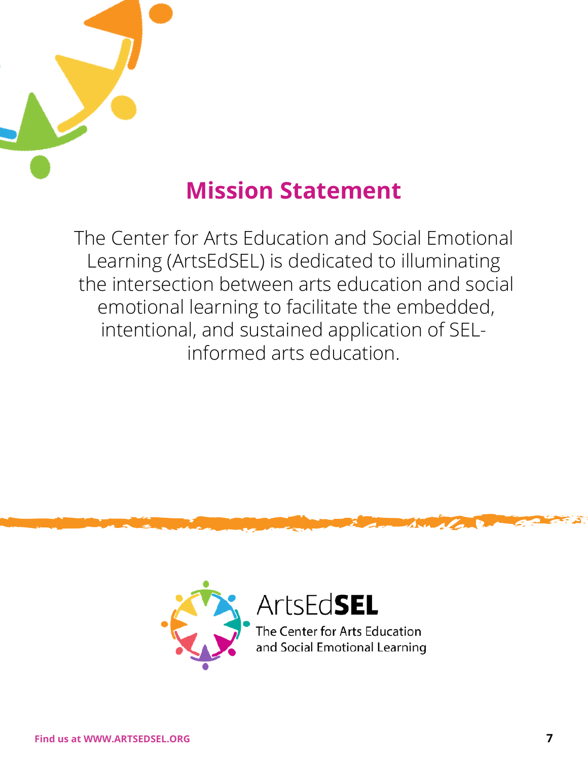## Mission Statement

The Center for Arts Education and Social Emotional Learning (ArtsEdSEL) is dedicated to illuminating the intersection between arts education and social emotional learning to facilitate the embedded, intentional, and sustained application of SEL-informed arts education.

ArtsEd**SEL**

The Center for Arts Education and Social Emotional Learning

**Find us at WWW.ARTSEDSEL.ORG**